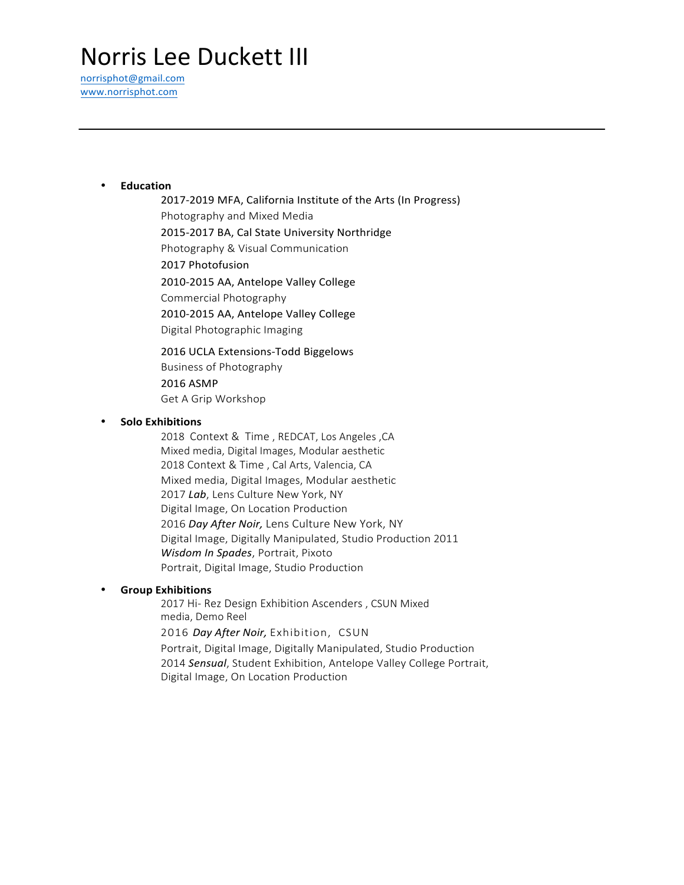# Norris Lee Duckett III

norrisphot@gmail.com
www.norrisphot.com

---

- **Education**

  2017-2019 MFA, California Institute of the Arts (In Progress)
  Photography and Mixed Media
  2015-2017 BA, Cal State University Northridge
  Photography & Visual Communication
  2017 Photofusion
  2010-2015 AA, Antelope Valley College
  Commercial Photography
  2010-2015 AA, Antelope Valley College
  Digital Photographic Imaging

  2016 UCLA Extensions-Todd Biggelows
  Business of Photography
  2016 ASMP
  Get A Grip Workshop

- **Solo Exhibitions**

  2018 Context & Time , REDCAT, Los Angeles ,CA
  Mixed media, Digital Images, Modular aesthetic
  2018 Context & Time , Cal Arts, Valencia, CA
  Mixed media, Digital Images, Modular aesthetic
  2017 ***Lab***, Lens Culture New York, NY
  Digital Image, On Location Production
  2016 ***Day After Noir,*** Lens Culture New York, NY
  Digital Image, Digitally Manipulated, Studio Production 2011
  ***Wisdom In Spades***, Portrait, Pixoto
  Portrait, Digital Image, Studio Production

- **Group Exhibitions**

  2017 Hi- Rez Design Exhibition Ascenders , CSUN Mixed
  media, Demo Reel
  2016 ***Day After Noir,*** Exhibition, CSUN
  Portrait, Digital Image, Digitally Manipulated, Studio Production
  2014 ***Sensual***, Student Exhibition, Antelope Valley College Portrait,
  Digital Image, On Location Production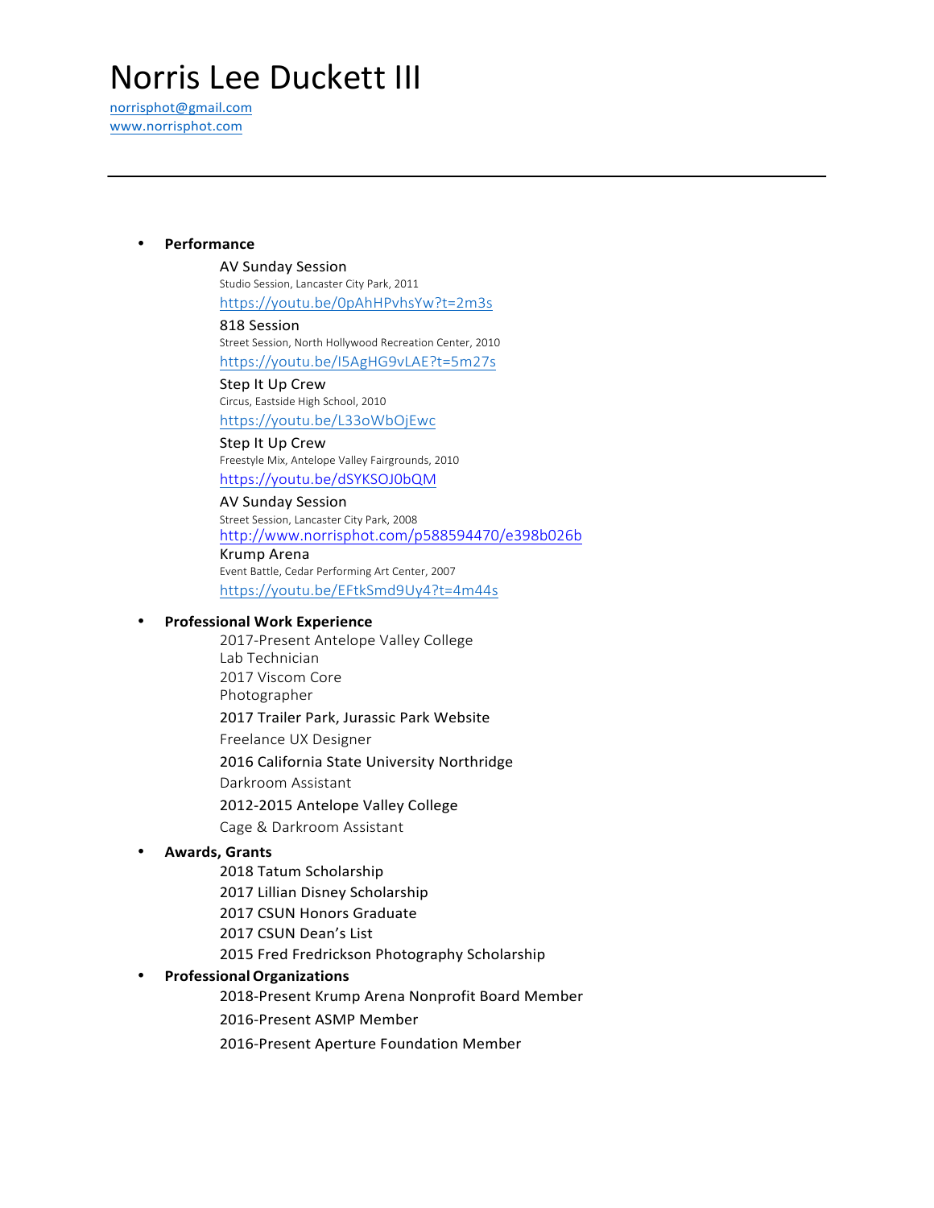# Norris Lee Duckett III

norrisphot@gmail.com
www.norrisphot.com

---

- **Performance**

  AV Sunday Session
  Studio Session, Lancaster City Park, 2011
  https://youtu.be/0pAhHPvhsYw?t=2m3s

  818 Session
  Street Session, North Hollywood Recreation Center, 2010
  https://youtu.be/I5AgHG9vLAE?t=5m27s

  Step It Up Crew
  Circus, Eastside High School, 2010
  https://youtu.be/L33oWbOjEwc

  Step It Up Crew
  Freestyle Mix, Antelope Valley Fairgrounds, 2010
  https://youtu.be/dSYKSOJ0bQM

  AV Sunday Session
  Street Session, Lancaster City Park, 2008
  http://www.norrisphot.com/p588594470/e398b026b

  Krump Arena
  Event Battle, Cedar Performing Art Center, 2007
  https://youtu.be/EFtkSmd9Uy4?t=4m44s

- **Professional Work Experience**

  2017-Present Antelope Valley College
  Lab Technician

  2017 Viscom Core
  Photographer

  2017 Trailer Park, Jurassic Park Website
  Freelance UX Designer

  2016 California State University Northridge
  Darkroom Assistant

  2012-2015 Antelope Valley College
  Cage & Darkroom Assistant

- **Awards, Grants**

  2018 Tatum Scholarship
  2017 Lillian Disney Scholarship
  2017 CSUN Honors Graduate
  2017 CSUN Dean's List
  2015 Fred Fredrickson Photography Scholarship

- **Professional Organizations**

  2018-Present Krump Arena Nonprofit Board Member
  2016-Present ASMP Member
  2016-Present Aperture Foundation Member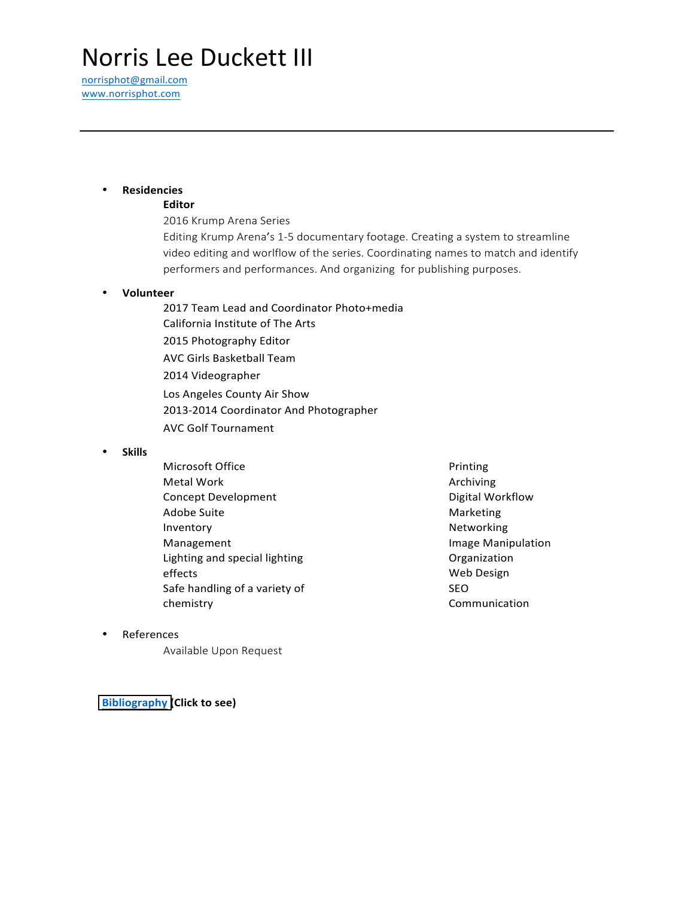# Norris Lee Duckett III

norrisphot@gmail.com
www.norrisphot.com

---

- **Residencies**

  **Editor**

  2016 Krump Arena Series

  Editing Krump Arena's 1-5 documentary footage. Creating a system to streamline video editing and worlflow of the series. Coordinating names to match and identify performers and performances. And organizing for publishing purposes.

- **Volunteer**

  2017 Team Lead and Coordinator Photo+media
  California Institute of The Arts

  2015 Photography Editor
  AVC Girls Basketball Team

  2014 Videographer
  Los Angeles County Air Show

  2013-2014 Coordinator And Photographer
  AVC Golf Tournament

- **Skills**

  Microsoft Office
  Metal Work
  Concept Development
  Adobe Suite
  Inventory Management
  Lighting and special lighting effects
  Safe handling of a variety of chemistry
  Printing
  Archiving
  Digital Workflow
  Marketing
  Networking
  Image Manipulation
  Organization
  Web Design
  SEO
  Communication

- References

  Available Upon Request

**Bibliography (Click to see)**